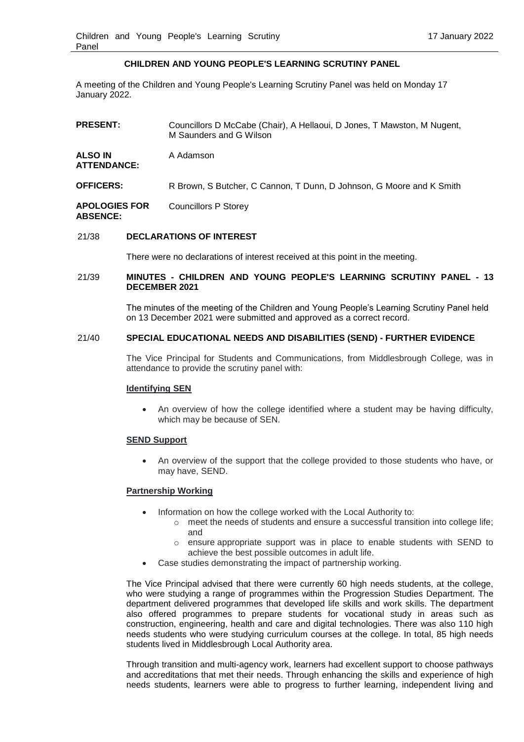# CHILDREN AND YOUNG PEOPLE'S LEARNING SCRUTINY PANEL

A meeting of the Children and Young People's Learning Scrutiny Panel was held on Monday 17 January 2022.

| | |
|---|---|
| **PRESENT:** | Councillors D McCabe (Chair), A Hellaoui, D Jones, T Mawston, M Nugent, M Saunders and G Wilson |
| **ALSO IN ATTENDANCE:** | A Adamson |
| **OFFICERS:** | R Brown, S Butcher, C Cannon, T Dunn, D Johnson, G Moore and K Smith |
| **APOLOGIES FOR ABSENCE:** | Councillors P Storey |

## 21/38 DECLARATIONS OF INTEREST

There were no declarations of interest received at this point in the meeting.

## 21/39 MINUTES - CHILDREN AND YOUNG PEOPLE'S LEARNING SCRUTINY PANEL - 13 DECEMBER 2021

The minutes of the meeting of the Children and Young People's Learning Scrutiny Panel held on 13 December 2021 were submitted and approved as a correct record.

## 21/40 SPECIAL EDUCATIONAL NEEDS AND DISABILITIES (SEND) - FURTHER EVIDENCE

The Vice Principal for Students and Communications, from Middlesbrough College, was in attendance to provide the scrutiny panel with:

**Identifying SEN**

- An overview of how the college identified where a student may be having difficulty, which may be because of SEN.

**SEND Support**

- An overview of the support that the college provided to those students who have, or may have, SEND.

**Partnership Working**

- Information on how the college worked with the Local Authority to:
  - meet the needs of students and ensure a successful transition into college life; and
  - ensure appropriate support was in place to enable students with SEND to achieve the best possible outcomes in adult life.
- Case studies demonstrating the impact of partnership working.

The Vice Principal advised that there were currently 60 high needs students, at the college, who were studying a range of programmes within the Progression Studies Department. The department delivered programmes that developed life skills and work skills. The department also offered programmes to prepare students for vocational study in areas such as construction, engineering, health and care and digital technologies. There was also 110 high needs students who were studying curriculum courses at the college. In total, 85 high needs students lived in Middlesbrough Local Authority area.

Through transition and multi-agency work, learners had excellent support to choose pathways and accreditations that met their needs. Through enhancing the skills and experience of high needs students, learners were able to progress to further learning, independent living and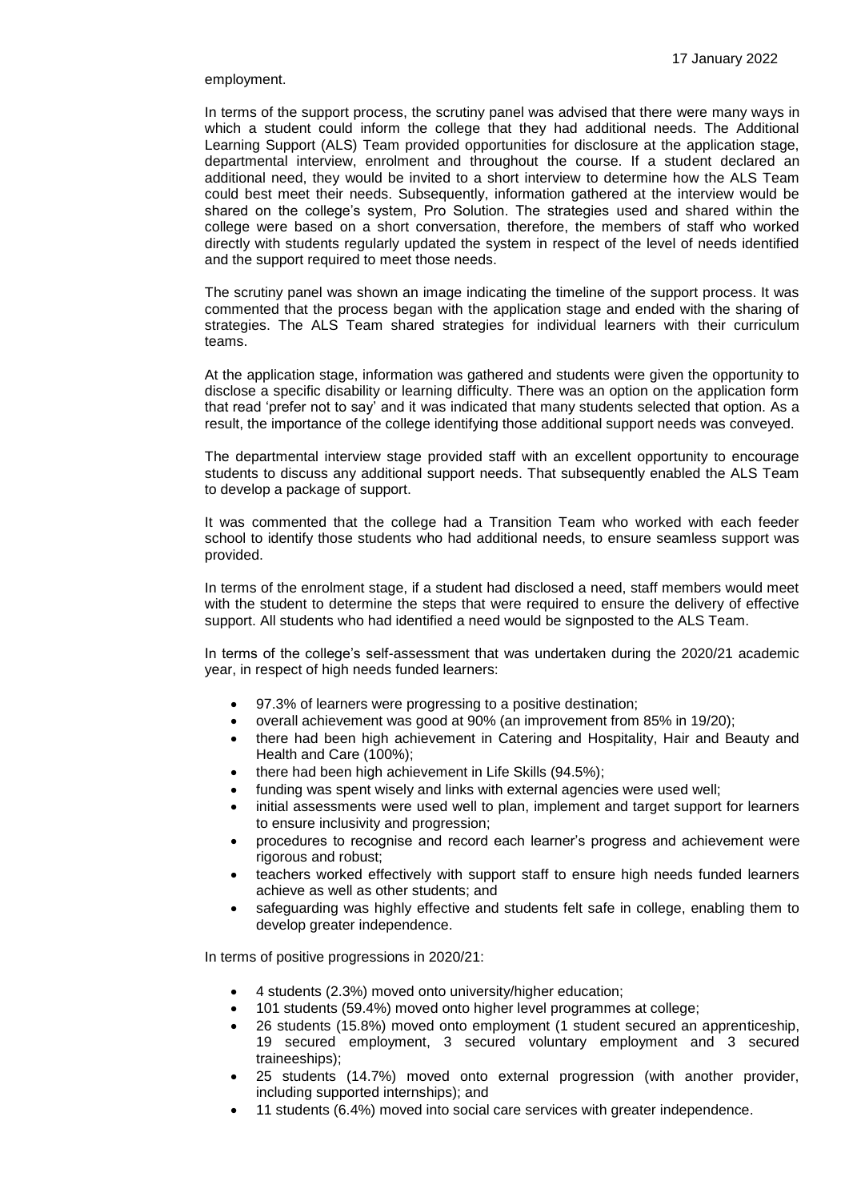employment.

In terms of the support process, the scrutiny panel was advised that there were many ways in which a student could inform the college that they had additional needs. The Additional Learning Support (ALS) Team provided opportunities for disclosure at the application stage, departmental interview, enrolment and throughout the course. If a student declared an additional need, they would be invited to a short interview to determine how the ALS Team could best meet their needs. Subsequently, information gathered at the interview would be shared on the college's system, Pro Solution. The strategies used and shared within the college were based on a short conversation, therefore, the members of staff who worked directly with students regularly updated the system in respect of the level of needs identified and the support required to meet those needs.

The scrutiny panel was shown an image indicating the timeline of the support process. It was commented that the process began with the application stage and ended with the sharing of strategies. The ALS Team shared strategies for individual learners with their curriculum teams.

At the application stage, information was gathered and students were given the opportunity to disclose a specific disability or learning difficulty. There was an option on the application form that read 'prefer not to say' and it was indicated that many students selected that option. As a result, the importance of the college identifying those additional support needs was conveyed.

The departmental interview stage provided staff with an excellent opportunity to encourage students to discuss any additional support needs. That subsequently enabled the ALS Team to develop a package of support.

It was commented that the college had a Transition Team who worked with each feeder school to identify those students who had additional needs, to ensure seamless support was provided.

In terms of the enrolment stage, if a student had disclosed a need, staff members would meet with the student to determine the steps that were required to ensure the delivery of effective support. All students who had identified a need would be signposted to the ALS Team.

In terms of the college's self-assessment that was undertaken during the 2020/21 academic year, in respect of high needs funded learners:

- 97.3% of learners were progressing to a positive destination;
- overall achievement was good at 90% (an improvement from 85% in 19/20);
- there had been high achievement in Catering and Hospitality, Hair and Beauty and Health and Care (100%);
- there had been high achievement in Life Skills (94.5%);
- funding was spent wisely and links with external agencies were used well;
- initial assessments were used well to plan, implement and target support for learners to ensure inclusivity and progression;
- procedures to recognise and record each learner's progress and achievement were rigorous and robust;
- teachers worked effectively with support staff to ensure high needs funded learners achieve as well as other students; and
- safeguarding was highly effective and students felt safe in college, enabling them to develop greater independence.

In terms of positive progressions in 2020/21:

- 4 students (2.3%) moved onto university/higher education;
- 101 students (59.4%) moved onto higher level programmes at college;
- 26 students (15.8%) moved onto employment (1 student secured an apprenticeship, 19 secured employment, 3 secured voluntary employment and 3 secured traineeships);
- 25 students (14.7%) moved onto external progression (with another provider, including supported internships); and
- 11 students (6.4%) moved into social care services with greater independence.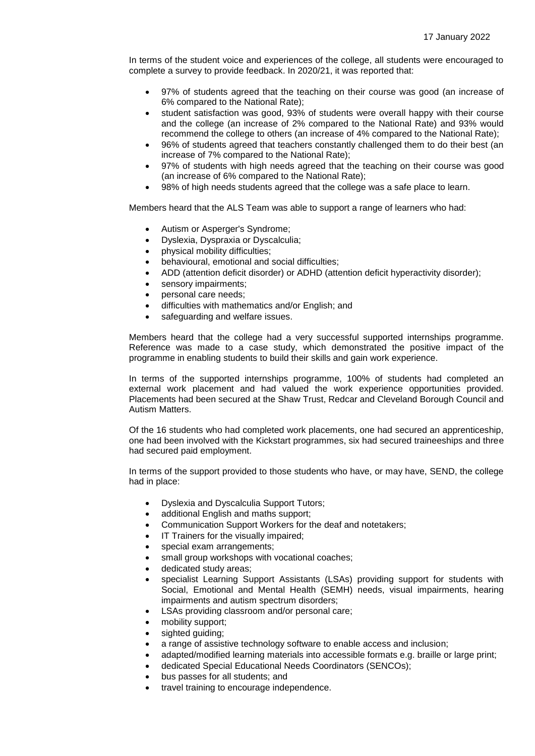In terms of the student voice and experiences of the college, all students were encouraged to complete a survey to provide feedback. In 2020/21, it was reported that:

- 97% of students agreed that the teaching on their course was good (an increase of 6% compared to the National Rate);
- student satisfaction was good, 93% of students were overall happy with their course and the college (an increase of 2% compared to the National Rate) and 93% would recommend the college to others (an increase of 4% compared to the National Rate);
- 96% of students agreed that teachers constantly challenged them to do their best (an increase of 7% compared to the National Rate);
- 97% of students with high needs agreed that the teaching on their course was good (an increase of 6% compared to the National Rate);
- 98% of high needs students agreed that the college was a safe place to learn.

Members heard that the ALS Team was able to support a range of learners who had:

- Autism or Asperger's Syndrome;
- Dyslexia, Dyspraxia or Dyscalculia;
- physical mobility difficulties;
- behavioural, emotional and social difficulties;
- ADD (attention deficit disorder) or ADHD (attention deficit hyperactivity disorder);
- sensory impairments;
- personal care needs;
- difficulties with mathematics and/or English; and
- safeguarding and welfare issues.

Members heard that the college had a very successful supported internships programme. Reference was made to a case study, which demonstrated the positive impact of the programme in enabling students to build their skills and gain work experience.

In terms of the supported internships programme, 100% of students had completed an external work placement and had valued the work experience opportunities provided. Placements had been secured at the Shaw Trust, Redcar and Cleveland Borough Council and Autism Matters.

Of the 16 students who had completed work placements, one had secured an apprenticeship, one had been involved with the Kickstart programmes, six had secured traineeships and three had secured paid employment.

In terms of the support provided to those students who have, or may have, SEND, the college had in place:

- Dyslexia and Dyscalculia Support Tutors;
- additional English and maths support;
- Communication Support Workers for the deaf and notetakers;
- IT Trainers for the visually impaired;
- special exam arrangements;
- small group workshops with vocational coaches;
- dedicated study areas;
- specialist Learning Support Assistants (LSAs) providing support for students with Social, Emotional and Mental Health (SEMH) needs, visual impairments, hearing impairments and autism spectrum disorders;
- LSAs providing classroom and/or personal care;
- mobility support;
- sighted guiding;
- a range of assistive technology software to enable access and inclusion;
- adapted/modified learning materials into accessible formats e.g. braille or large print;
- dedicated Special Educational Needs Coordinators (SENCOs);
- bus passes for all students; and
- travel training to encourage independence.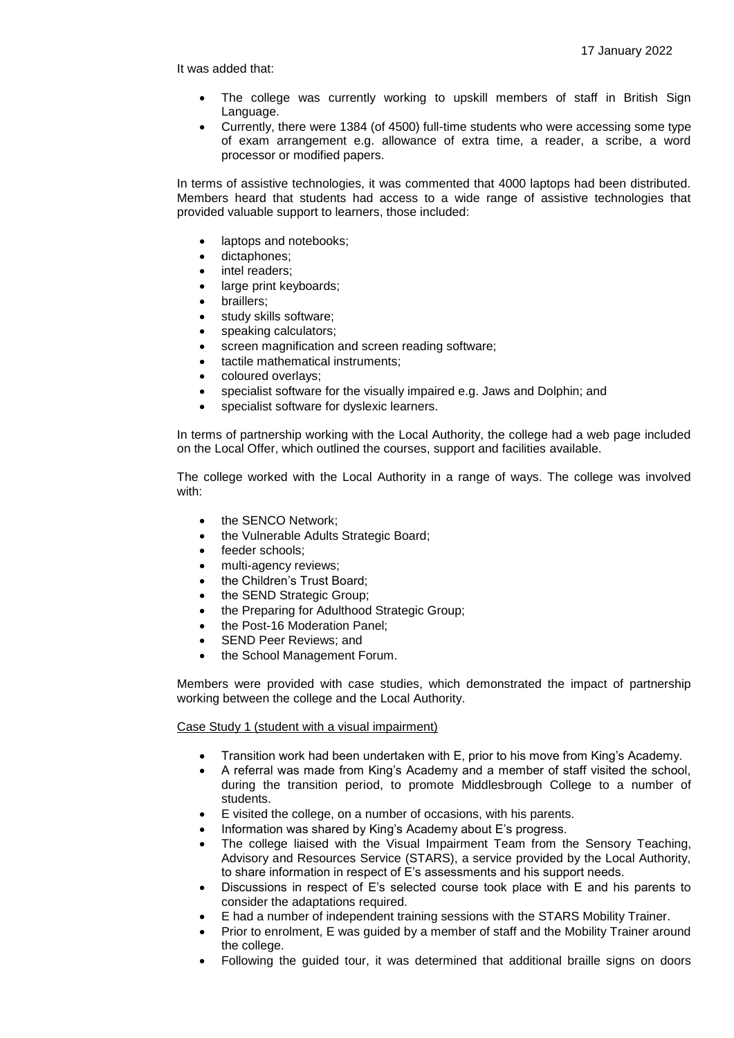It was added that:

- The college was currently working to upskill members of staff in British Sign Language.
- Currently, there were 1384 (of 4500) full-time students who were accessing some type of exam arrangement e.g. allowance of extra time, a reader, a scribe, a word processor or modified papers.

In terms of assistive technologies, it was commented that 4000 laptops had been distributed. Members heard that students had access to a wide range of assistive technologies that provided valuable support to learners, those included:

- laptops and notebooks;
- dictaphones;
- intel readers;
- large print keyboards;
- braillers;
- study skills software;
- speaking calculators;
- screen magnification and screen reading software;
- tactile mathematical instruments;
- coloured overlays;
- specialist software for the visually impaired e.g. Jaws and Dolphin; and
- specialist software for dyslexic learners.

In terms of partnership working with the Local Authority, the college had a web page included on the Local Offer, which outlined the courses, support and facilities available.

The college worked with the Local Authority in a range of ways. The college was involved with:

- the SENCO Network;
- the Vulnerable Adults Strategic Board;
- feeder schools;
- multi-agency reviews;
- the Children's Trust Board;
- the SEND Strategic Group;
- the Preparing for Adulthood Strategic Group;
- the Post-16 Moderation Panel;
- SEND Peer Reviews; and
- the School Management Forum.

Members were provided with case studies, which demonstrated the impact of partnership working between the college and the Local Authority.

Case Study 1 (student with a visual impairment)

- Transition work had been undertaken with E, prior to his move from King's Academy.
- A referral was made from King's Academy and a member of staff visited the school, during the transition period, to promote Middlesbrough College to a number of students.
- E visited the college, on a number of occasions, with his parents.
- Information was shared by King's Academy about E's progress.
- The college liaised with the Visual Impairment Team from the Sensory Teaching, Advisory and Resources Service (STARS), a service provided by the Local Authority, to share information in respect of E's assessments and his support needs.
- Discussions in respect of E's selected course took place with E and his parents to consider the adaptations required.
- E had a number of independent training sessions with the STARS Mobility Trainer.
- Prior to enrolment, E was guided by a member of staff and the Mobility Trainer around the college.
- Following the guided tour, it was determined that additional braille signs on doors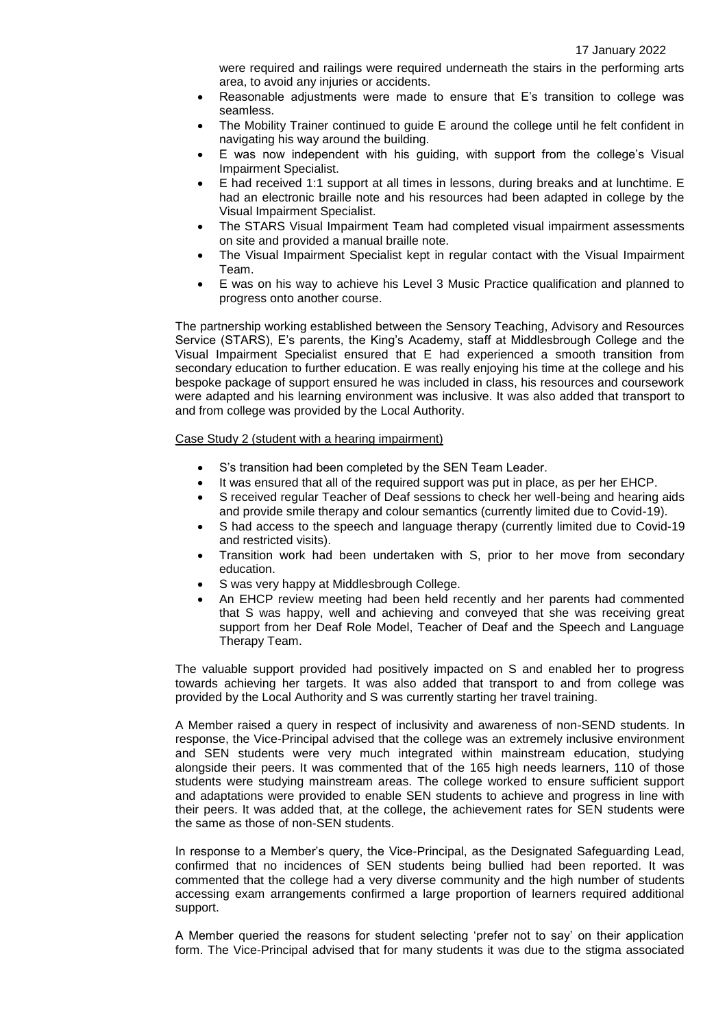were required and railings were required underneath the stairs in the performing arts area, to avoid any injuries or accidents.

- Reasonable adjustments were made to ensure that E's transition to college was seamless.
- The Mobility Trainer continued to guide E around the college until he felt confident in navigating his way around the building.
- E was now independent with his guiding, with support from the college's Visual Impairment Specialist.
- E had received 1:1 support at all times in lessons, during breaks and at lunchtime. E had an electronic braille note and his resources had been adapted in college by the Visual Impairment Specialist.
- The STARS Visual Impairment Team had completed visual impairment assessments on site and provided a manual braille note.
- The Visual Impairment Specialist kept in regular contact with the Visual Impairment Team.
- E was on his way to achieve his Level 3 Music Practice qualification and planned to progress onto another course.

The partnership working established between the Sensory Teaching, Advisory and Resources Service (STARS), E's parents, the King's Academy, staff at Middlesbrough College and the Visual Impairment Specialist ensured that E had experienced a smooth transition from secondary education to further education. E was really enjoying his time at the college and his bespoke package of support ensured he was included in class, his resources and coursework were adapted and his learning environment was inclusive. It was also added that transport to and from college was provided by the Local Authority.

Case Study 2 (student with a hearing impairment)

- S's transition had been completed by the SEN Team Leader.
- It was ensured that all of the required support was put in place, as per her EHCP.
- S received regular Teacher of Deaf sessions to check her well-being and hearing aids and provide smile therapy and colour semantics (currently limited due to Covid-19).
- S had access to the speech and language therapy (currently limited due to Covid-19 and restricted visits).
- Transition work had been undertaken with S, prior to her move from secondary education.
- S was very happy at Middlesbrough College.
- An EHCP review meeting had been held recently and her parents had commented that S was happy, well and achieving and conveyed that she was receiving great support from her Deaf Role Model, Teacher of Deaf and the Speech and Language Therapy Team.

The valuable support provided had positively impacted on S and enabled her to progress towards achieving her targets. It was also added that transport to and from college was provided by the Local Authority and S was currently starting her travel training.

A Member raised a query in respect of inclusivity and awareness of non-SEND students. In response, the Vice-Principal advised that the college was an extremely inclusive environment and SEN students were very much integrated within mainstream education, studying alongside their peers. It was commented that of the 165 high needs learners, 110 of those students were studying mainstream areas. The college worked to ensure sufficient support and adaptations were provided to enable SEN students to achieve and progress in line with their peers. It was added that, at the college, the achievement rates for SEN students were the same as those of non-SEN students.

In response to a Member's query, the Vice-Principal, as the Designated Safeguarding Lead, confirmed that no incidences of SEN students being bullied had been reported. It was commented that the college had a very diverse community and the high number of students accessing exam arrangements confirmed a large proportion of learners required additional support.

A Member queried the reasons for student selecting 'prefer not to say' on their application form. The Vice-Principal advised that for many students it was due to the stigma associated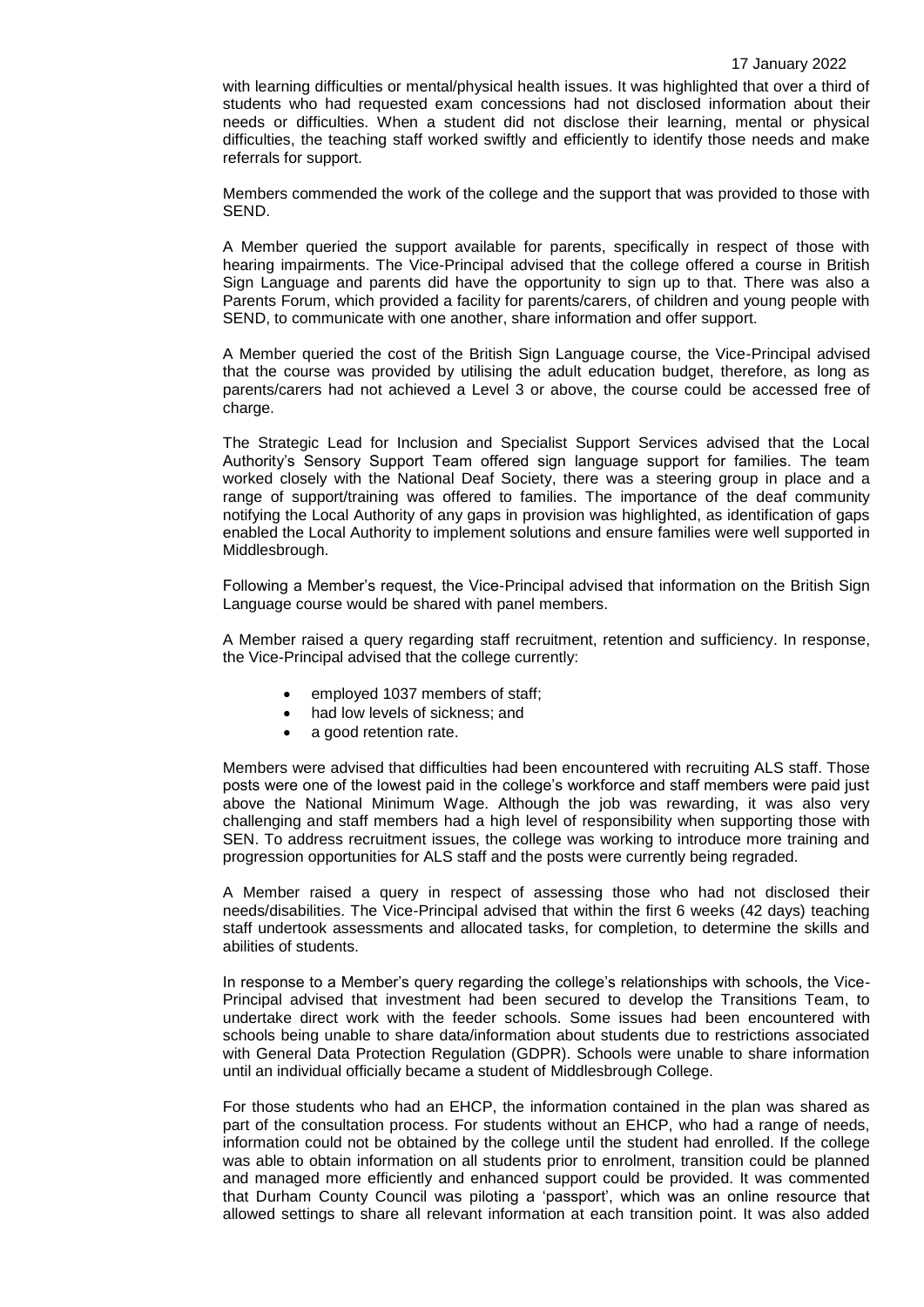with learning difficulties or mental/physical health issues. It was highlighted that over a third of students who had requested exam concessions had not disclosed information about their needs or difficulties. When a student did not disclose their learning, mental or physical difficulties, the teaching staff worked swiftly and efficiently to identify those needs and make referrals for support.

Members commended the work of the college and the support that was provided to those with SEND.

A Member queried the support available for parents, specifically in respect of those with hearing impairments. The Vice-Principal advised that the college offered a course in British Sign Language and parents did have the opportunity to sign up to that. There was also a Parents Forum, which provided a facility for parents/carers, of children and young people with SEND, to communicate with one another, share information and offer support.

A Member queried the cost of the British Sign Language course, the Vice-Principal advised that the course was provided by utilising the adult education budget, therefore, as long as parents/carers had not achieved a Level 3 or above, the course could be accessed free of charge.

The Strategic Lead for Inclusion and Specialist Support Services advised that the Local Authority's Sensory Support Team offered sign language support for families. The team worked closely with the National Deaf Society, there was a steering group in place and a range of support/training was offered to families. The importance of the deaf community notifying the Local Authority of any gaps in provision was highlighted, as identification of gaps enabled the Local Authority to implement solutions and ensure families were well supported in Middlesbrough.

Following a Member's request, the Vice-Principal advised that information on the British Sign Language course would be shared with panel members.

A Member raised a query regarding staff recruitment, retention and sufficiency. In response, the Vice-Principal advised that the college currently:

- employed 1037 members of staff;
- had low levels of sickness; and
- a good retention rate.

Members were advised that difficulties had been encountered with recruiting ALS staff. Those posts were one of the lowest paid in the college's workforce and staff members were paid just above the National Minimum Wage. Although the job was rewarding, it was also very challenging and staff members had a high level of responsibility when supporting those with SEN. To address recruitment issues, the college was working to introduce more training and progression opportunities for ALS staff and the posts were currently being regraded.

A Member raised a query in respect of assessing those who had not disclosed their needs/disabilities. The Vice-Principal advised that within the first 6 weeks (42 days) teaching staff undertook assessments and allocated tasks, for completion, to determine the skills and abilities of students.

In response to a Member's query regarding the college's relationships with schools, the Vice-Principal advised that investment had been secured to develop the Transitions Team, to undertake direct work with the feeder schools. Some issues had been encountered with schools being unable to share data/information about students due to restrictions associated with General Data Protection Regulation (GDPR). Schools were unable to share information until an individual officially became a student of Middlesbrough College.

For those students who had an EHCP, the information contained in the plan was shared as part of the consultation process. For students without an EHCP, who had a range of needs, information could not be obtained by the college until the student had enrolled. If the college was able to obtain information on all students prior to enrolment, transition could be planned and managed more efficiently and enhanced support could be provided. It was commented that Durham County Council was piloting a 'passport', which was an online resource that allowed settings to share all relevant information at each transition point. It was also added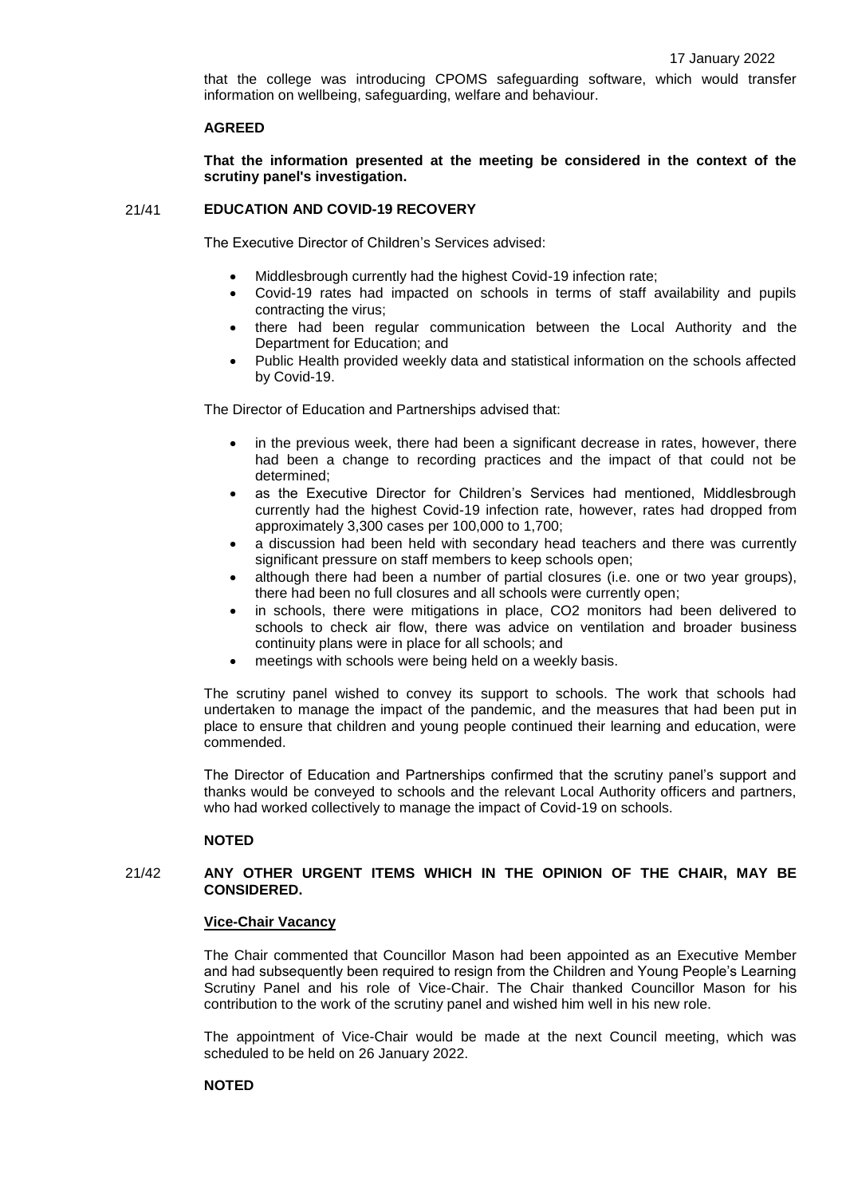that the college was introducing CPOMS safeguarding software, which would transfer information on wellbeing, safeguarding, welfare and behaviour.

**AGREED**

**That the information presented at the meeting be considered in the context of the scrutiny panel's investigation.**

## 21/41 EDUCATION AND COVID-19 RECOVERY

The Executive Director of Children's Services advised:

- Middlesbrough currently had the highest Covid-19 infection rate;
- Covid-19 rates had impacted on schools in terms of staff availability and pupils contracting the virus;
- there had been regular communication between the Local Authority and the Department for Education; and
- Public Health provided weekly data and statistical information on the schools affected by Covid-19.

The Director of Education and Partnerships advised that:

- in the previous week, there had been a significant decrease in rates, however, there had been a change to recording practices and the impact of that could not be determined;
- as the Executive Director for Children's Services had mentioned, Middlesbrough currently had the highest Covid-19 infection rate, however, rates had dropped from approximately 3,300 cases per 100,000 to 1,700;
- a discussion had been held with secondary head teachers and there was currently significant pressure on staff members to keep schools open;
- although there had been a number of partial closures (i.e. one or two year groups), there had been no full closures and all schools were currently open;
- in schools, there were mitigations in place, CO2 monitors had been delivered to schools to check air flow, there was advice on ventilation and broader business continuity plans were in place for all schools; and
- meetings with schools were being held on a weekly basis.

The scrutiny panel wished to convey its support to schools. The work that schools had undertaken to manage the impact of the pandemic, and the measures that had been put in place to ensure that children and young people continued their learning and education, were commended.

The Director of Education and Partnerships confirmed that the scrutiny panel's support and thanks would be conveyed to schools and the relevant Local Authority officers and partners, who had worked collectively to manage the impact of Covid-19 on schools.

**NOTED**

## 21/42 ANY OTHER URGENT ITEMS WHICH IN THE OPINION OF THE CHAIR, MAY BE CONSIDERED.

**Vice-Chair Vacancy**

The Chair commented that Councillor Mason had been appointed as an Executive Member and had subsequently been required to resign from the Children and Young People's Learning Scrutiny Panel and his role of Vice-Chair. The Chair thanked Councillor Mason for his contribution to the work of the scrutiny panel and wished him well in his new role.

The appointment of Vice-Chair would be made at the next Council meeting, which was scheduled to be held on 26 January 2022.

**NOTED**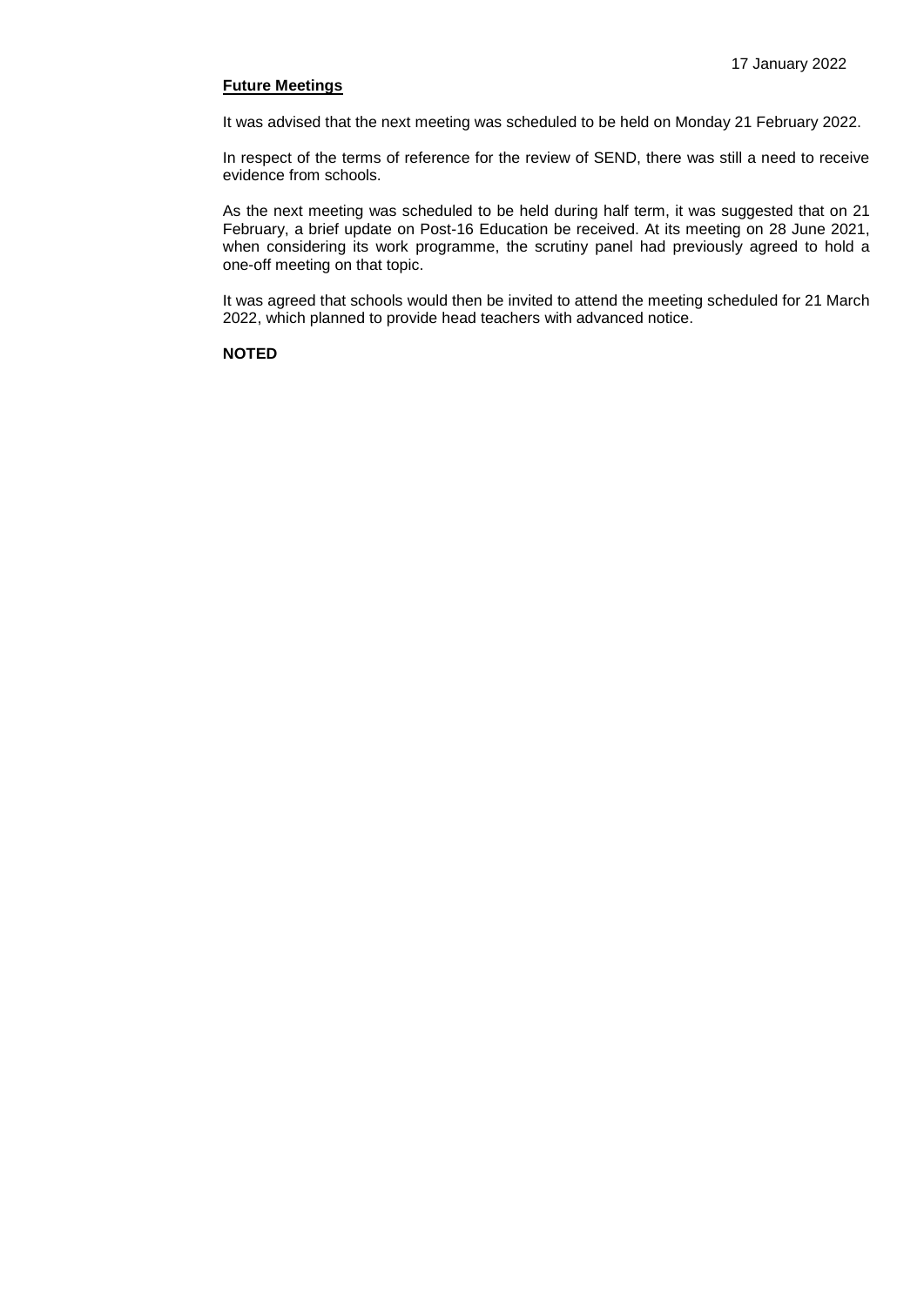**Future Meetings**

It was advised that the next meeting was scheduled to be held on Monday 21 February 2022.

In respect of the terms of reference for the review of SEND, there was still a need to receive evidence from schools.

As the next meeting was scheduled to be held during half term, it was suggested that on 21 February, a brief update on Post-16 Education be received. At its meeting on 28 June 2021, when considering its work programme, the scrutiny panel had previously agreed to hold a one-off meeting on that topic.

It was agreed that schools would then be invited to attend the meeting scheduled for 21 March 2022, which planned to provide head teachers with advanced notice.

**NOTED**